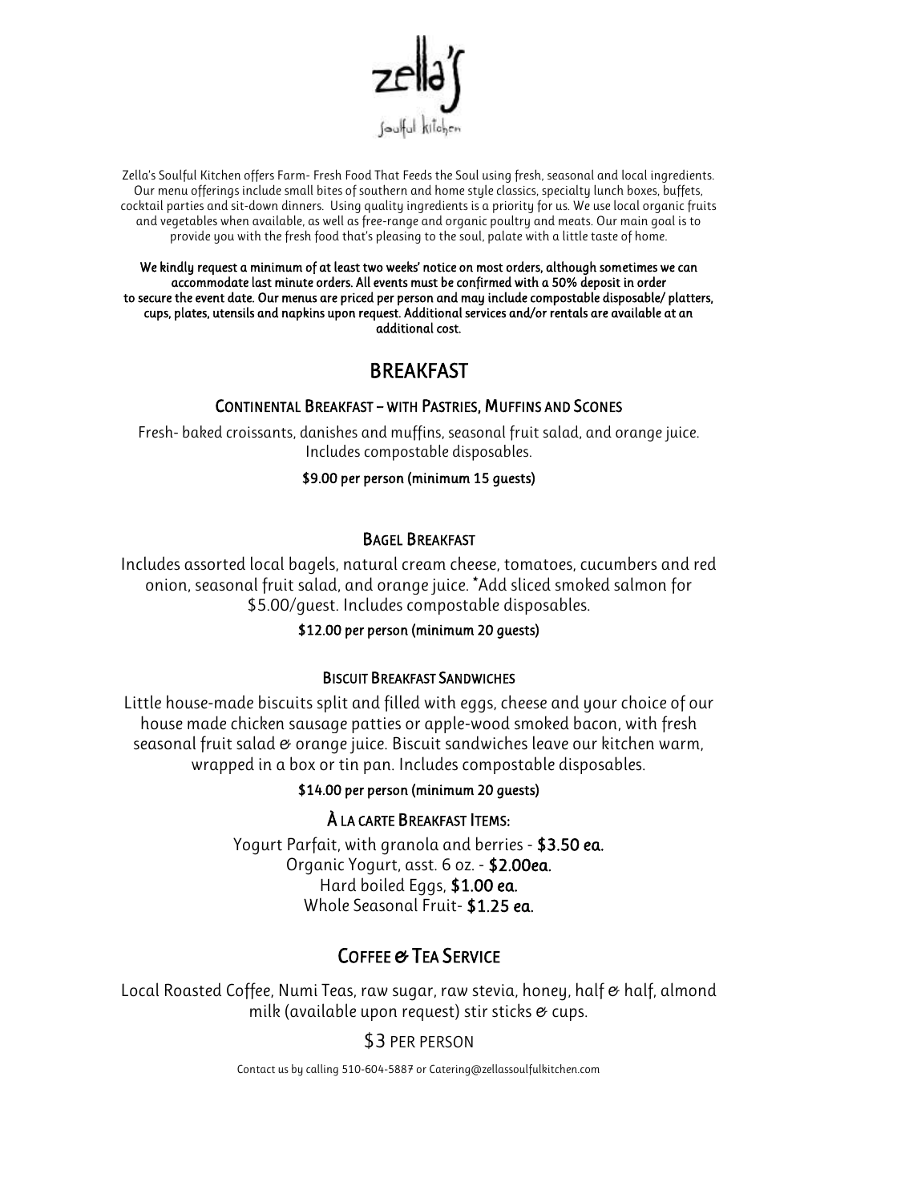# zella's

soulful kitchen

Zella's Soulful Kitchen offers Farm- Fresh Food That Feeds the Soul using fresh, seasonal and local ingredients. Our menu offerings include small bites of southern and home style classics, specialty lunch boxes, buffets, cocktail parties and sit-down dinners. Using quality ingredients is a priority for us. We use local organic fruits and vegetables when available, as well as free-range and organic poultry and meats. Our main goal is to provide you with the fresh food that's pleasing to the soul, palate with a little taste of home.

**We kindly request a minimum of at least two weeks' notice on most orders, although sometimes we can accommodate last minute orders. All events must be confirmed with a 50% deposit in order to secure the event date. Our menus are priced per person and may include compostable disposable/ platters, cups, plates, utensils and napkins upon request. Additional services and/or rentals are available at an additional cost.**

## BREAKFAST

### CONTINENTAL BREAKFAST – WITH PASTRIES, MUFFINS AND SCONES

Fresh- baked croissants, danishes and muffins, seasonal fruit salad, and orange juice. Includes compostable disposables.

**$9.00 per person (minimum 15 guests)**

### BAGEL BREAKFAST

Includes assorted local bagels, natural cream cheese, tomatoes, cucumbers and red onion, seasonal fruit salad, and orange juice. *Add sliced smoked salmon for $5.00/guest. Includes compostable disposables.

**$12.00 per person (minimum 20 guests)**

### BISCUIT BREAKFAST SANDWICHES

Little house-made biscuits split and filled with eggs, cheese and your choice of our house made chicken sausage patties or apple-wood smoked bacon, with fresh seasonal fruit salad & orange juice. Biscuit sandwiches leave our kitchen warm, wrapped in a box or tin pan. Includes compostable disposables.

**$14.00 per person (minimum 20 guests)**

### À LA CARTE BREAKFAST ITEMS:

Yogurt Parfait, with granola and berries - **$3.50 ea.**
Organic Yogurt, asst. 6 oz. - **$2.00ea.**
Hard boiled Eggs, **$1.00 ea.**
Whole Seasonal Fruit- **$1.25 ea.**

## COFFEE & TEA SERVICE

Local Roasted Coffee, Numi Teas, raw sugar, raw stevia, honey, half & half, almond milk (available upon request) stir sticks & cups.

$3 PER PERSON

Contact us by calling 510-604-5887 or Catering@zellassoulfulkitchen.com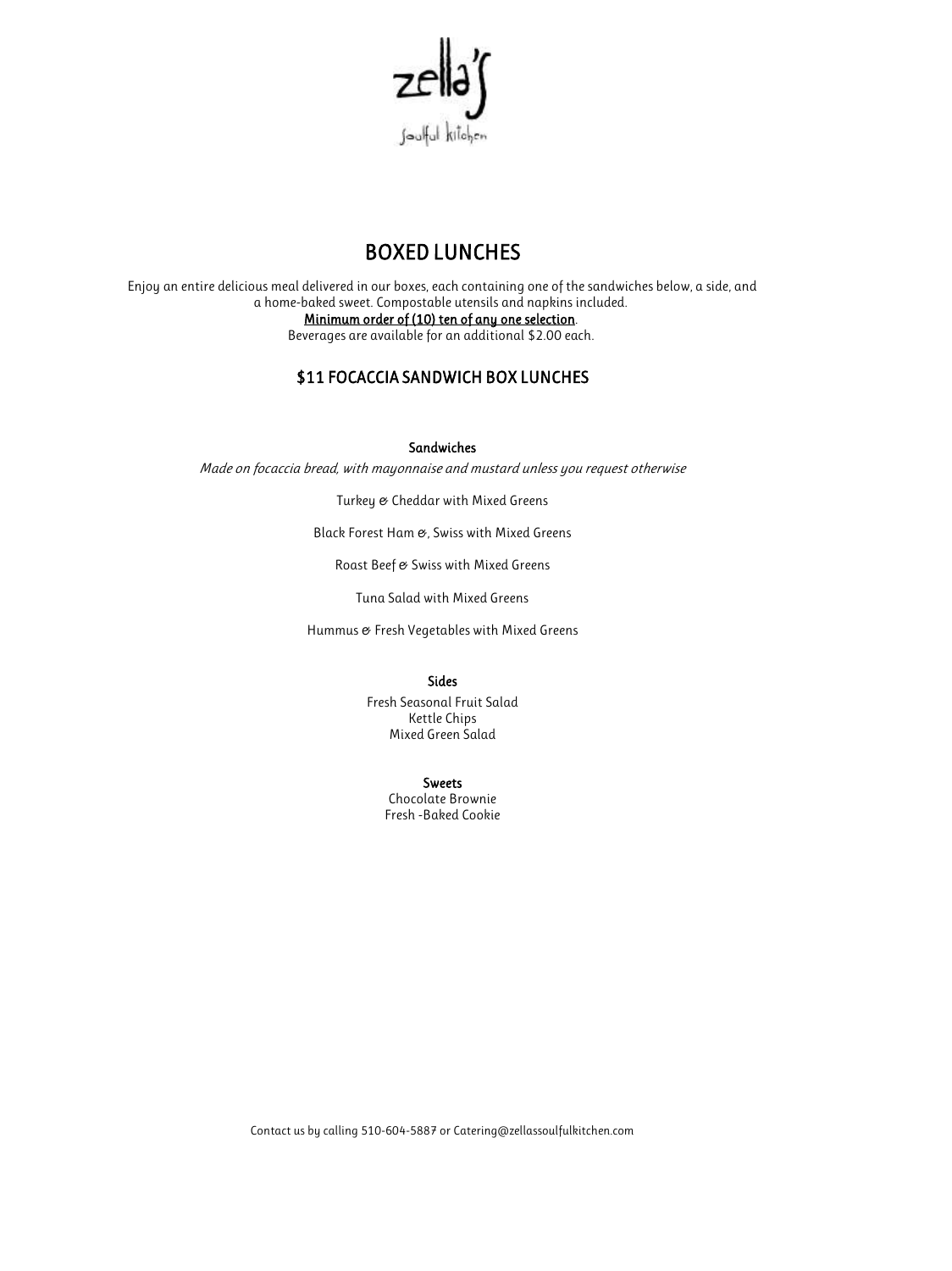zella's soulful kitchen

# BOXED LUNCHES

Enjoy an entire delicious meal delivered in our boxes, each containing one of the sandwiches below, a side, and a home-baked sweet. Compostable utensils and napkins included.
**Minimum order of (10) ten of any one selection**.
Beverages are available for an additional $2.00 each.

## $11 FOCACCIA SANDWICH BOX LUNCHES

### Sandwiches

*Made on focaccia bread, with mayonnaise and mustard unless you request otherwise*

Turkey & Cheddar with Mixed Greens

Black Forest Ham &, Swiss with Mixed Greens

Roast Beef & Swiss with Mixed Greens

Tuna Salad with Mixed Greens

Hummus & Fresh Vegetables with Mixed Greens

### Sides

Fresh Seasonal Fruit Salad
Kettle Chips
Mixed Green Salad

### Sweets

Chocolate Brownie
Fresh -Baked Cookie

Contact us by calling 510-604-5887 or Catering@zellassoulfulkitchen.com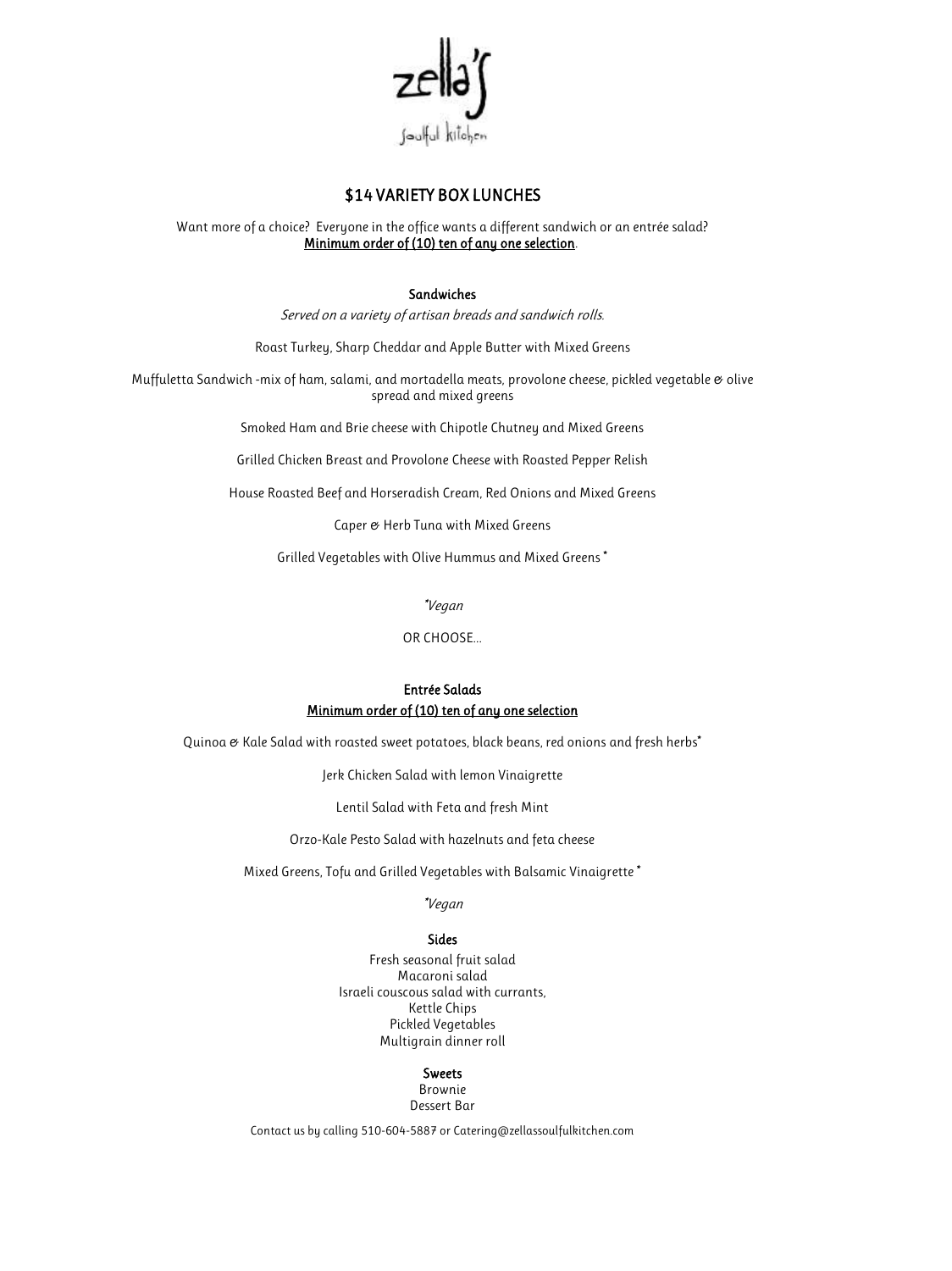zella's

soulful kitchen

## $14 VARIETY BOX LUNCHES

Want more of a choice? Everyone in the office wants a different sandwich or an entrée salad?
**Minimum order of (10) ten of any one selection**.

### Sandwiches

*Served on a variety of artisan breads and sandwich rolls.*

Roast Turkey, Sharp Cheddar and Apple Butter with Mixed Greens

Muffuletta Sandwich -mix of ham, salami, and mortadella meats, provolone cheese, pickled vegetable & olive spread and mixed greens

Smoked Ham and Brie cheese with Chipotle Chutney and Mixed Greens

Grilled Chicken Breast and Provolone Cheese with Roasted Pepper Relish

House Roasted Beef and Horseradish Cream, Red Onions and Mixed Greens

Caper & Herb Tuna with Mixed Greens

Grilled Vegetables with Olive Hummus and Mixed Greens *

*\*Vegan*

OR CHOOSE…

### Entrée Salads

**Minimum order of (10) ten of any one selection**

Quinoa & Kale Salad with roasted sweet potatoes, black beans, red onions and fresh herbs*

Jerk Chicken Salad with lemon Vinaigrette

Lentil Salad with Feta and fresh Mint

Orzo-Kale Pesto Salad with hazelnuts and feta cheese

Mixed Greens, Tofu and Grilled Vegetables with Balsamic Vinaigrette *

*\*Vegan*

### Sides

Fresh seasonal fruit salad
Macaroni salad
Israeli couscous salad with currants,
Kettle Chips
Pickled Vegetables
Multigrain dinner roll

### Sweets

Brownie
Dessert Bar

Contact us by calling 510-604-5887 or Catering@zellassoulfulkitchen.com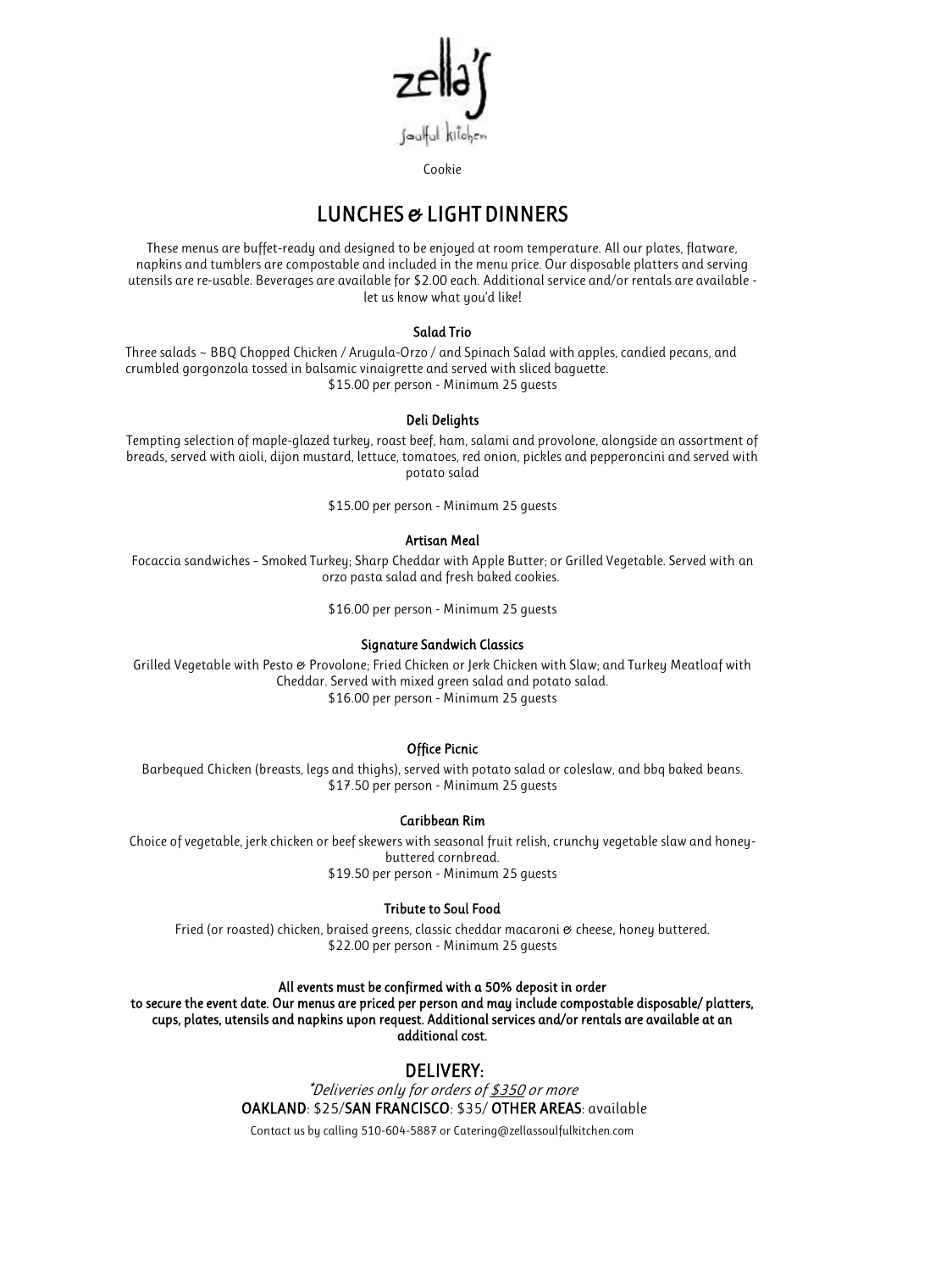zella's

soulful kitchen

Cookie

# LUNCHES & LIGHT DINNERS

These menus are buffet-ready and designed to be enjoyed at room temperature. All our plates, flatware, napkins and tumblers are compostable and included in the menu price. Our disposable platters and serving utensils are re-usable. Beverages are available for $2.00 each. Additional service and/or rentals are available - let us know what you'd like!

### Salad Trio

Three salads ~ BBQ Chopped Chicken / Arugula-Orzo / and Spinach Salad with apples, candied pecans, and crumbled gorgonzola tossed in balsamic vinaigrette and served with sliced baguette.
$15.00 per person - Minimum 25 guests

### Deli Delights

Tempting selection of maple-glazed turkey, roast beef, ham, salami and provolone, alongside an assortment of breads, served with aioli, dijon mustard, lettuce, tomatoes, red onion, pickles and pepperoncini and served with potato salad

$15.00 per person - Minimum 25 guests

### Artisan Meal

Focaccia sandwiches – Smoked Turkey; Sharp Cheddar with Apple Butter; or Grilled Vegetable. Served with an orzo pasta salad and fresh baked cookies.

$16.00 per person - Minimum 25 guests

### Signature Sandwich Classics

Grilled Vegetable with Pesto & Provolone; Fried Chicken or Jerk Chicken with Slaw; and Turkey Meatloaf with Cheddar. Served with mixed green salad and potato salad.
$16.00 per person - Minimum 25 guests

### Office Picnic

Barbequed Chicken (breasts, legs and thighs), served with potato salad or coleslaw, and bbq baked beans.
$17.50 per person - Minimum 25 guests

### Caribbean Rim

Choice of vegetable, jerk chicken or beef skewers with seasonal fruit relish, crunchy vegetable slaw and honey-buttered cornbread.
$19.50 per person - Minimum 25 guests

### Tribute to Soul Food

Fried (or roasted) chicken, braised greens, classic cheddar macaroni & cheese, honey buttered.
$22.00 per person - Minimum 25 guests

**All events must be confirmed with a 50% deposit in order to secure the event date. Our menus are priced per person and may include compostable disposable/ platters, cups, plates, utensils and napkins upon request. Additional services and/or rentals are available at an additional cost.**

## DELIVERY:

*\*Deliveries only for orders of $350 or more*

**OAKLAND**: $25/**SAN FRANCISCO**: $35/ **OTHER AREAS**: available

Contact us by calling 510-604-5887 or Catering@zellassoulfulkitchen.com